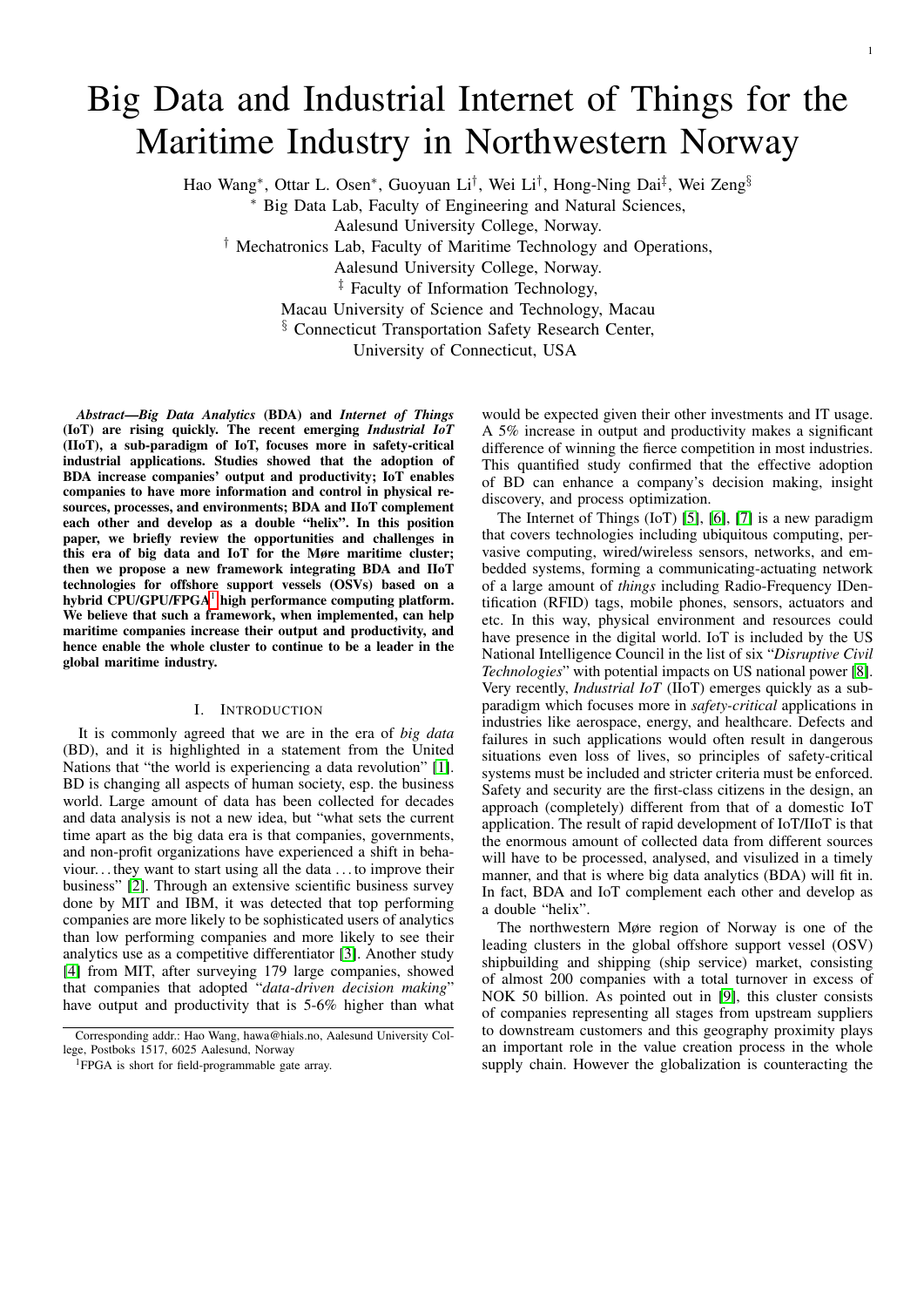# Big Data and Industrial Internet of Things for the Maritime Industry in Northwestern Norway

Hao Wang[*], Ottar L. Osen[*], Guoyuan Li[†], Wei Li[†], Hong-Ning Dai[‡], Wei Zeng[§]

[*] Big Data Lab, Faculty of Engineering and Natural Sciences,
Aalesund University College, Norway.

[†] Mechatronics Lab, Faculty of Maritime Technology and Operations,
Aalesund University College, Norway.

[‡] Faculty of Information Technology,
Macau University of Science and Technology, Macau

[§] Connecticut Transportation Safety Research Center,
University of Connecticut, USA

***Abstract*—*Big Data Analytics* (BDA) and *Internet of Things* (IoT) are rising quickly. The recent emerging *Industrial IoT* (IIoT), a sub-paradigm of IoT, focuses more in safety-critical industrial applications. Studies showed that the adoption of BDA increase companies' output and productivity; IoT enables companies to have more information and control in physical resources, processes, and environments; BDA and IIoT complement each other and develop as a double "helix". In this position paper, we briefly review the opportunities and challenges in this era of big data and IoT for the Møre maritime cluster; then we propose a new framework integrating BDA and IIoT technologies for offshore support vessels (OSVs) based on a hybrid CPU/GPU/FPGA[1] high performance computing platform. We believe that such a framework, when implemented, can help maritime companies increase their output and productivity, and hence enable the whole cluster to continue to be a leader in the global maritime industry.**

## I. Introduction

It is commonly agreed that we are in the era of *big data* (BD), and it is highlighted in a statement from the United Nations that "the world is experiencing a data revolution" [1]. BD is changing all aspects of human society, esp. the business world. Large amount of data has been collected for decades and data analysis is not a new idea, but "what sets the current time apart as the big data era is that companies, governments, and non-profit organizations have experienced a shift in behaviour. . . they want to start using all the data . . . to improve their business" [2]. Through an extensive scientific business survey done by MIT and IBM, it was detected that top performing companies are more likely to be sophisticated users of analytics than low performing companies and more likely to see their analytics use as a competitive differentiator [3]. Another study [4] from MIT, after surveying 179 large companies, showed that companies that adopted "*data-driven decision making*" have output and productivity that is 5-6% higher than what would be expected given their other investments and IT usage. A 5% increase in output and productivity makes a significant difference of winning the fierce competition in most industries. This quantified study confirmed that the effective adoption of BD can enhance a company's decision making, insight discovery, and process optimization.

The Internet of Things (IoT) [5], [6], [7] is a new paradigm that covers technologies including ubiquitous computing, pervasive computing, wired/wireless sensors, networks, and embedded systems, forming a communicating-actuating network of a large amount of *things* including Radio-Frequency IDentification (RFID) tags, mobile phones, sensors, actuators and etc. In this way, physical environment and resources could have presence in the digital world. IoT is included by the US National Intelligence Council in the list of six "*Disruptive Civil Technologies*" with potential impacts on US national power [8]. Very recently, *Industrial IoT* (IIoT) emerges quickly as a sub-paradigm which focuses more in *safety-critical* applications in industries like aerospace, energy, and healthcare. Defects and failures in such applications would often result in dangerous situations even loss of lives, so principles of safety-critical systems must be included and stricter criteria must be enforced. Safety and security are the first-class citizens in the design, an approach (completely) different from that of a domestic IoT application. The result of rapid development of IoT/IIoT is that the enormous amount of collected data from different sources will have to be processed, analysed, and visulized in a timely manner, and that is where big data analytics (BDA) will fit in. In fact, BDA and IoT complement each other and develop as a double "helix".

The northwestern Møre region of Norway is one of the leading clusters in the global offshore support vessel (OSV) shipbuilding and shipping (ship service) market, consisting of almost 200 companies with a total turnover in excess of NOK 50 billion. As pointed out in [9], this cluster consists of companies representing all stages from upstream suppliers to downstream customers and this geography proximity plays an important role in the value creation process in the whole supply chain. However the globalization is counteracting the

Corresponding addr.: Hao Wang, hawa@hials.no, Aalesund University College, Postboks 1517, 6025 Aalesund, Norway

[1]FPGA is short for field-programmable gate array.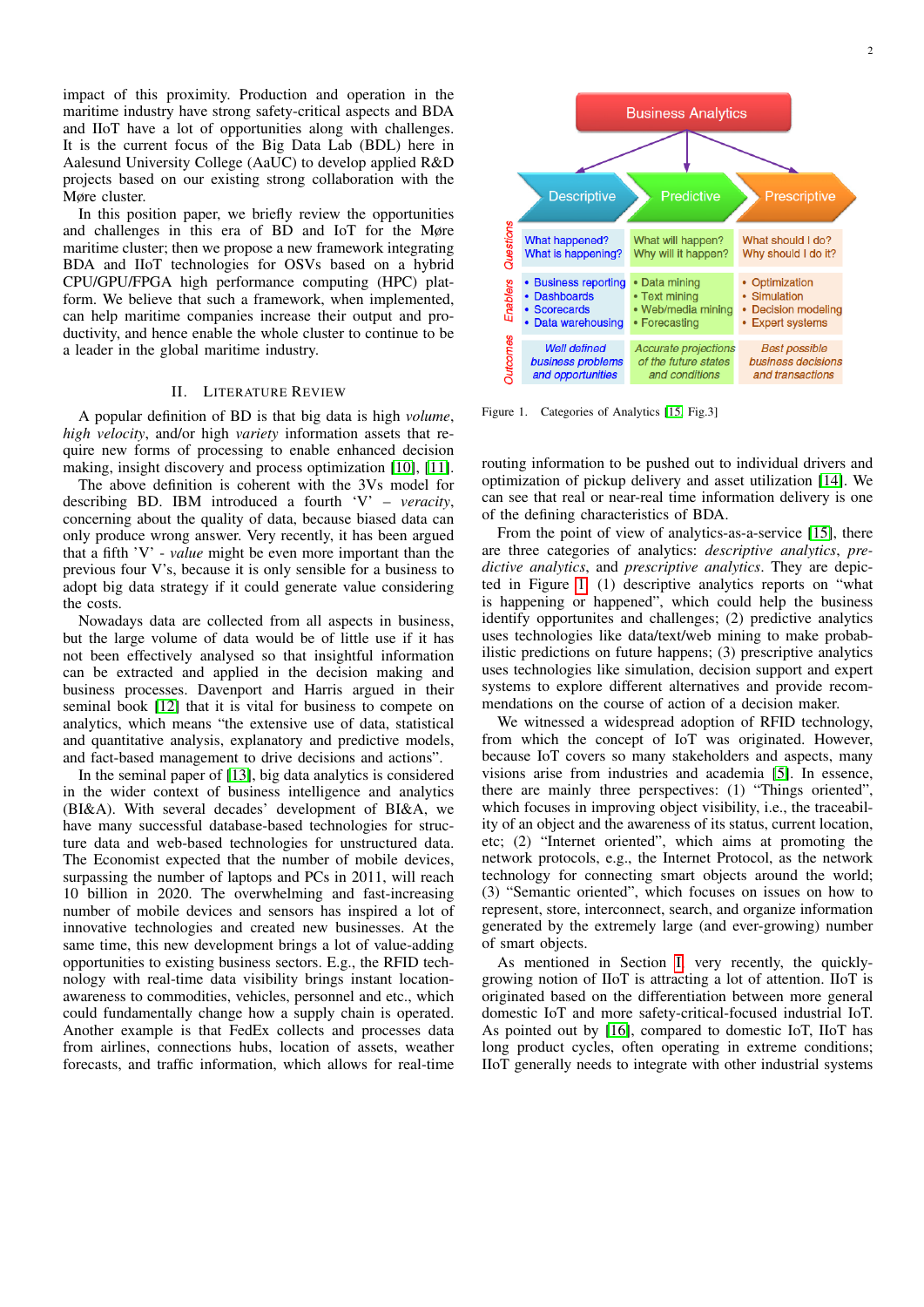impact of this proximity. Production and operation in the maritime industry have strong safety-critical aspects and BDA and IIoT have a lot of opportunities along with challenges. It is the current focus of the Big Data Lab (BDL) here in Aalesund University College (AaUC) to develop applied R&D projects based on our existing strong collaboration with the Møre cluster.

In this position paper, we briefly review the opportunities and challenges in this era of BD and IoT for the Møre maritime cluster; then we propose a new framework integrating BDA and IIoT technologies for OSVs based on a hybrid CPU/GPU/FPGA high performance computing (HPC) platform. We believe that such a framework, when implemented, can help maritime companies increase their output and productivity, and hence enable the whole cluster to continue to be a leader in the global maritime industry.

## II. Literature Review

A popular definition of BD is that big data is high *volume*, *high velocity*, and/or high *variety* information assets that require new forms of processing to enable enhanced decision making, insight discovery and process optimization [10], [11].

The above definition is coherent with the 3Vs model for describing BD. IBM introduced a fourth 'V' – *veracity*, concerning about the quality of data, because biased data can only produce wrong answer. Very recently, it has been argued that a fifth 'V' - *value* might be even more important than the previous four V's, because it is only sensible for a business to adopt big data strategy if it could generate value considering the costs.

Nowadays data are collected from all aspects in business, but the large volume of data would be of little use if it has not been effectively analysed so that insightful information can be extracted and applied in the decision making and business processes. Davenport and Harris argued in their seminal book [12] that it is vital for business to compete on analytics, which means "the extensive use of data, statistical and quantitative analysis, explanatory and predictive models, and fact-based management to drive decisions and actions".

In the seminal paper of [13], big data analytics is considered in the wider context of business intelligence and analytics (BI&A). With several decades' development of BI&A, we have many successful database-based technologies for structure data and web-based technologies for unstructured data. The Economist expected that the number of mobile devices, surpassing the number of laptops and PCs in 2011, will reach 10 billion in 2020. The overwhelming and fast-increasing number of mobile devices and sensors has inspired a lot of innovative technologies and created new businesses. At the same time, this new development brings a lot of value-adding opportunities to existing business sectors. E.g., the RFID technology with real-time data visibility brings instant location-awareness to commodities, vehicles, personnel and etc., which could fundamentally change how a supply chain is operated. Another example is that FedEx collects and processes data from airlines, connections hubs, location of assets, weather forecasts, and traffic information, which allows for real-time routing information to be pushed out to individual drivers and optimization of pickup delivery and asset utilization [14]. We can see that real or near-real time information delivery is one of the defining characteristics of BDA.

| | Descriptive | Predictive | Prescriptive |
|---|---|---|---|
| Questions | What happened? What is happening? | What will happen? Why will it happen? | What should I do? Why should I do it? |
| Enablers | • Business reporting • Dashboards • Scorecards • Data warehousing | • Data mining • Text mining • Web/media mining • Forecasting | • Optimization • Simulation • Decision modeling • Expert systems |
| Outcomes | Well defined business problems and opportunities | Accurate projections of the future states and conditions | Best possible business decisions and transactions |

Figure 1. Categories of Analytics [15, Fig.3]

From the point of view of analytics-as-a-service [15], there are three categories of analytics: *descriptive analytics*, *predictive analytics*, and *prescriptive analytics*. They are depicted in Figure 1. (1) descriptive analytics reports on "what is happening or happened", which could help the business identify opportunities and challenges; (2) predictive analytics uses technologies like data/text/web mining to make probabilistic predictions on future happens; (3) prescriptive analytics uses technologies like simulation, decision support and expert systems to explore different alternatives and provide recommendations on the course of action of a decision maker.

We witnessed a widespread adoption of RFID technology, from which the concept of IoT was originated. However, because IoT covers so many stakeholders and aspects, many visions arise from industries and academia [5]. In essence, there are mainly three perspectives: (1) "Things oriented", which focuses in improving object visibility, i.e., the traceability of an object and the awareness of its status, current location, etc; (2) "Internet oriented", which aims at promoting the network protocols, e.g., the Internet Protocol, as the network technology for connecting smart objects around the world; (3) "Semantic oriented", which focuses on issues on how to represent, store, interconnect, search, and organize information generated by the extremely large (and ever-growing) number of smart objects.

As mentioned in Section I, very recently, the quickly-growing notion of IIoT is attracting a lot of attention. IIoT is originated based on the differentiation between more general domestic IoT and more safety-critical-focused industrial IoT. As pointed out by [16], compared to domestic IoT, IIoT has long product cycles, often operating in extreme conditions; IIoT generally needs to integrate with other industrial systems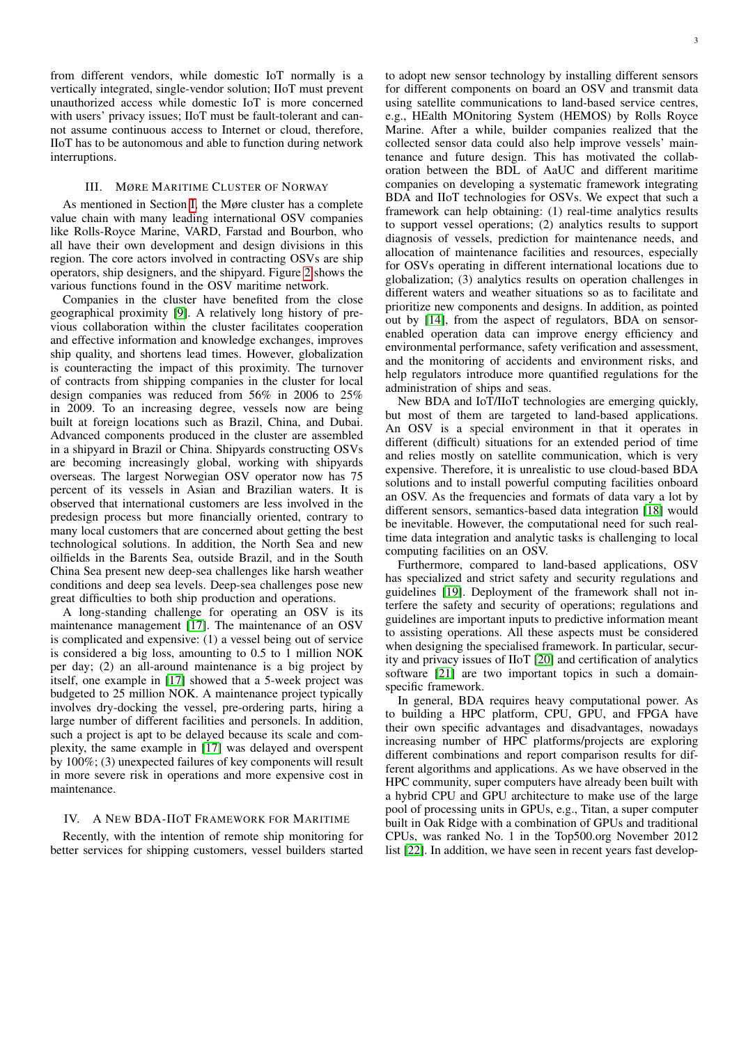from different vendors, while domestic IoT normally is a vertically integrated, single-vendor solution; IIoT must prevent unauthorized access while domestic IoT is more concerned with users' privacy issues; IIoT must be fault-tolerant and cannot assume continuous access to Internet or cloud, therefore, IIoT has to be autonomous and able to function during network interruptions.

## III. Møre Maritime Cluster of Norway

As mentioned in Section I, the Møre cluster has a complete value chain with many leading international OSV companies like Rolls-Royce Marine, VARD, Farstad and Bourbon, who all have their own development and design divisions in this region. The core actors involved in contracting OSVs are ship operators, ship designers, and the shipyard. Figure 2 shows the various functions found in the OSV maritime network.

Companies in the cluster have benefited from the close geographical proximity [9]. A relatively long history of previous collaboration within the cluster facilitates cooperation and effective information and knowledge exchanges, improves ship quality, and shortens lead times. However, globalization is counteracting the impact of this proximity. The turnover of contracts from shipping companies in the cluster for local design companies was reduced from 56% in 2006 to 25% in 2009. To an increasing degree, vessels now are being built at foreign locations such as Brazil, China, and Dubai. Advanced components produced in the cluster are assembled in a shipyard in Brazil or China. Shipyards constructing OSVs are becoming increasingly global, working with shipyards overseas. The largest Norwegian OSV operator now has 75 percent of its vessels in Asian and Brazilian waters. It is observed that international customers are less involved in the predesign process but more financially oriented, contrary to many local customers that are concerned about getting the best technological solutions. In addition, the North Sea and new oilfields in the Barents Sea, outside Brazil, and in the South China Sea present new deep-sea challenges like harsh weather conditions and deep sea levels. Deep-sea challenges pose new great difficulties to both ship production and operations.

A long-standing challenge for operating an OSV is its maintenance management [17]. The maintenance of an OSV is complicated and expensive: (1) a vessel being out of service is considered a big loss, amounting to 0.5 to 1 million NOK per day; (2) an all-around maintenance is a big project by itself, one example in [17] showed that a 5-week project was budgeted to 25 million NOK. A maintenance project typically involves dry-docking the vessel, pre-ordering parts, hiring a large number of different facilities and personels. In addition, such a project is apt to be delayed because its scale and complexity, the same example in [17] was delayed and overspent by 100%; (3) unexpected failures of key components will result in more severe risk in operations and more expensive cost in maintenance.

## IV. A New BDA-IIoT Framework for Maritime

Recently, with the intention of remote ship monitoring for better services for shipping customers, vessel builders started to adopt new sensor technology by installing different sensors for different components on board an OSV and transmit data using satellite communications to land-based service centres, e.g., HEalth MOnitoring System (HEMOS) by Rolls Royce Marine. After a while, builder companies realized that the collected sensor data could also help improve vessels' maintenance and future design. This has motivated the collaboration between the BDL of AaUC and different maritime companies on developing a systematic framework integrating BDA and IIoT technologies for OSVs. We expect that such a framework can help obtaining: (1) real-time analytics results to support vessel operations; (2) analytics results to support diagnosis of vessels, prediction for maintenance needs, and allocation of maintenance facilities and resources, especially for OSVs operating in different international locations due to globalization; (3) analytics results on operation challenges in different waters and weather situations so as to facilitate and prioritize new components and designs. In addition, as pointed out by [14], from the aspect of regulators, BDA on sensor-enabled operation data can improve energy efficiency and environmental performance, safety verification and assessment, and the monitoring of accidents and environment risks, and help regulators introduce more quantified regulations for the administration of ships and seas.

New BDA and IoT/IIoT technologies are emerging quickly, but most of them are targeted to land-based applications. An OSV is a special environment in that it operates in different (difficult) situations for an extended period of time and relies mostly on satellite communication, which is very expensive. Therefore, it is unrealistic to use cloud-based BDA solutions and to install powerful computing facilities onboard an OSV. As the frequencies and formats of data vary a lot by different sensors, semantics-based data integration [18] would be inevitable. However, the computational need for such real-time data integration and analytic tasks is challenging to local computing facilities on an OSV.

Furthermore, compared to land-based applications, OSV has specialized and strict safety and security regulations and guidelines [19]. Deployment of the framework shall not interfere the safety and security of operations; regulations and guidelines are important inputs to predictive information meant to assisting operations. All these aspects must be considered when designing the specialised framework. In particular, security and privacy issues of IIoT [20] and certification of analytics software [21] are two important topics in such a domain-specific framework.

In general, BDA requires heavy computational power. As to building a HPC platform, CPU, GPU, and FPGA have their own specific advantages and disadvantages, nowadays increasing number of HPC platforms/projects are exploring different combinations and report comparison results for different algorithms and applications. As we have observed in the HPC community, super computers have already been built with a hybrid CPU and GPU architecture to make use of the large pool of processing units in GPUs, e.g., Titan, a super computer built in Oak Ridge with a combination of GPUs and traditional CPUs, was ranked No. 1 in the Top500.org November 2012 list [22]. In addition, we have seen in recent years fast develop-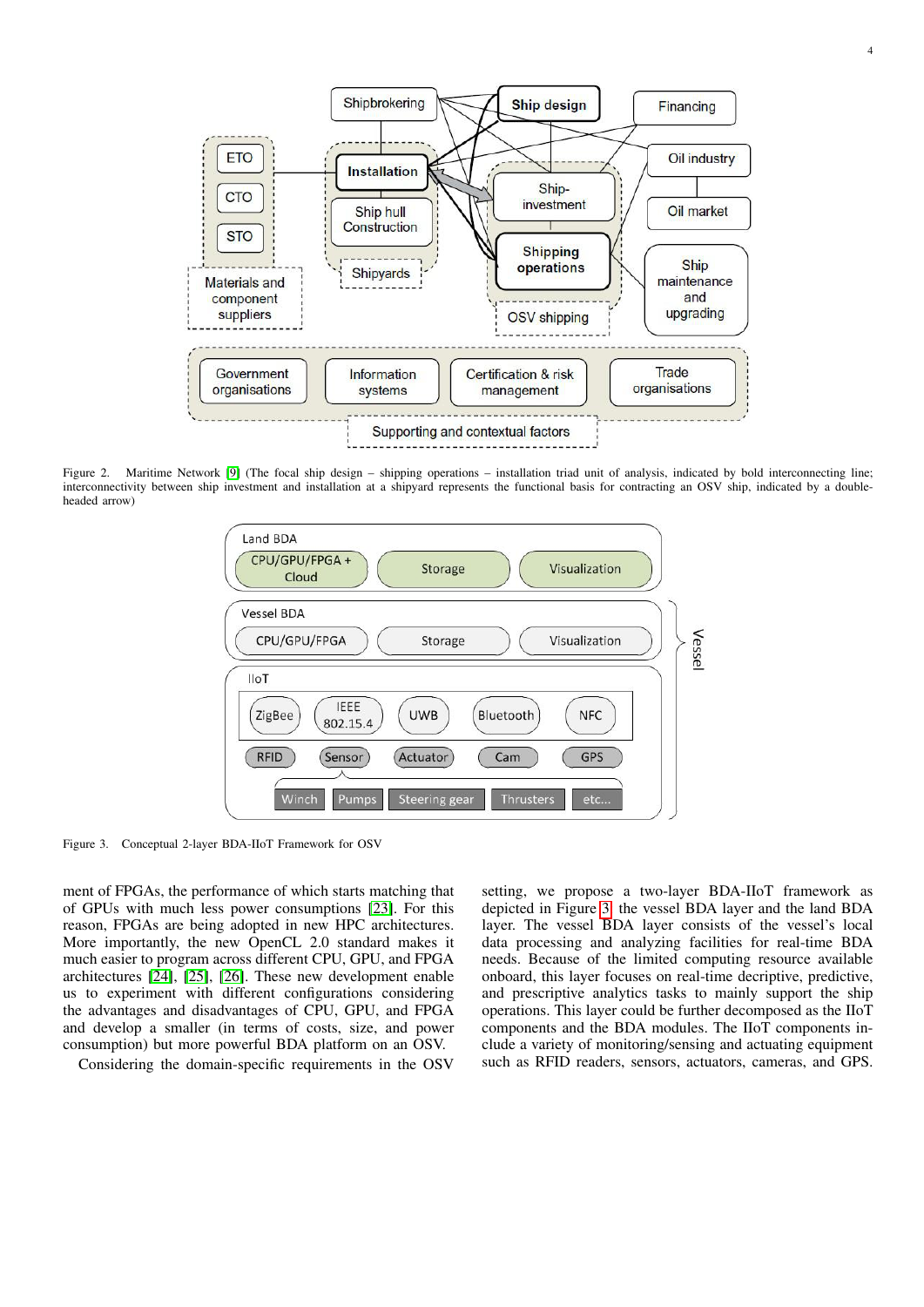Figure 2. Maritime Network [9] (The focal ship design – shipping operations – installation triad unit of analysis, indicated by bold interconnecting line; interconnectivity between ship investment and installation at a shipyard represents the functional basis for contracting an OSV ship, indicated by a double-headed arrow)

Figure 3. Conceptual 2-layer BDA-IIoT Framework for OSV

ment of FPGAs, the performance of which starts matching that of GPUs with much less power consumptions [23]. For this reason, FPGAs are being adopted in new HPC architectures. More importantly, the new OpenCL 2.0 standard makes it much easier to program across different CPU, GPU, and FPGA architectures [24], [25], [26]. These new development enable us to experiment with different configurations considering the advantages and disadvantages of CPU, GPU, and FPGA and develop a smaller (in terms of costs, size, and power consumption) but more powerful BDA platform on an OSV.

Considering the domain-specific requirements in the OSV setting, we propose a two-layer BDA-IIoT framework as depicted in Figure 3, the vessel BDA layer and the land BDA layer. The vessel BDA layer consists of the vessel's local data processing and analyzing facilities for real-time BDA needs. Because of the limited computing resource available onboard, this layer focuses on real-time decriptive, predictive, and prescriptive analytics tasks to mainly support the ship operations. This layer could be further decomposed as the IIoT components and the BDA modules. The IIoT components include a variety of monitoring/sensing and actuating equipment such as RFID readers, sensors, actuators, cameras, and GPS.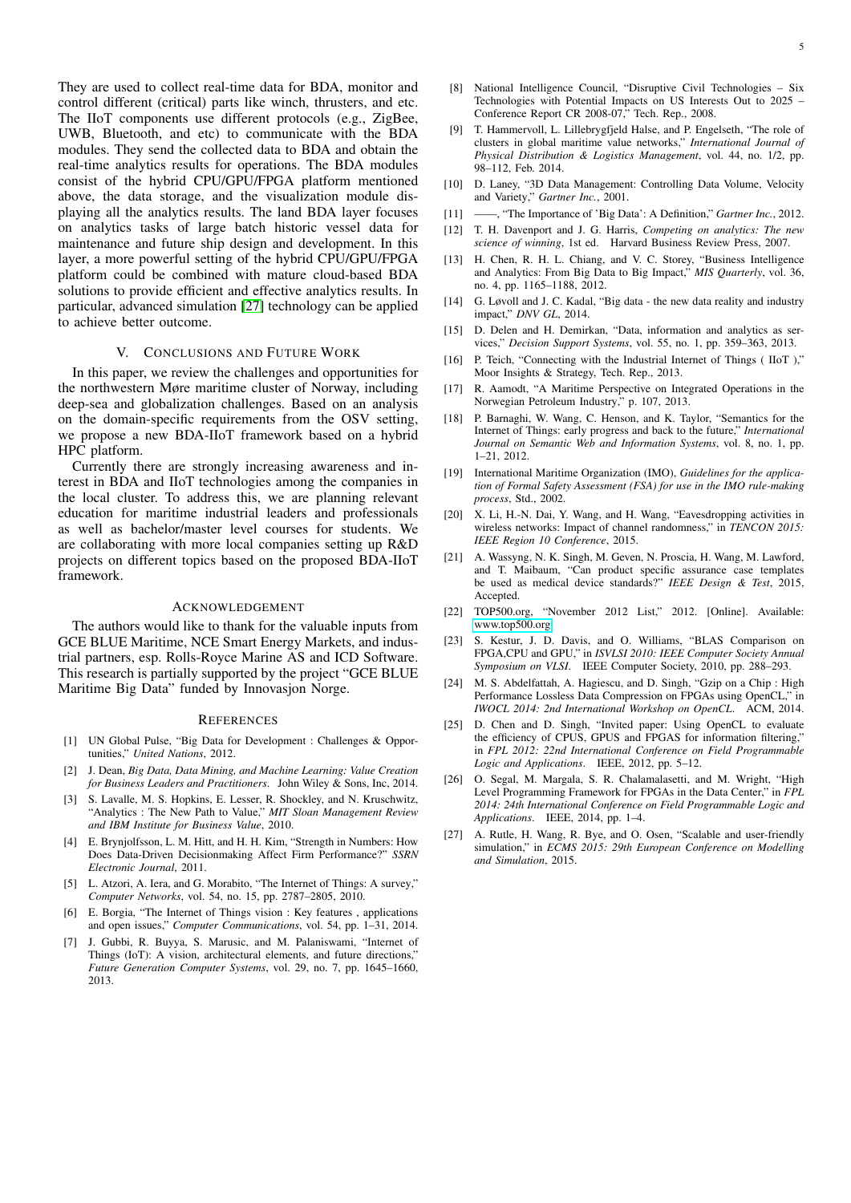They are used to collect real-time data for BDA, monitor and control different (critical) parts like winch, thrusters, and etc. The IIoT components use different protocols (e.g., ZigBee, UWB, Bluetooth, and etc) to communicate with the BDA modules. They send the collected data to BDA and obtain the real-time analytics results for operations. The BDA modules consist of the hybrid CPU/GPU/FPGA platform mentioned above, the data storage, and the visualization module displaying all the analytics results. The land BDA layer focuses on analytics tasks of large batch historic vessel data for maintenance and future ship design and development. In this layer, a more powerful setting of the hybrid CPU/GPU/FPGA platform could be combined with mature cloud-based BDA solutions to provide efficient and effective analytics results. In particular, advanced simulation [27] technology can be applied to achieve better outcome.

## V. Conclusions and Future Work

In this paper, we review the challenges and opportunities for the northwestern Møre maritime cluster of Norway, including deep-sea and globalization challenges. Based on an analysis on the domain-specific requirements from the OSV setting, we propose a new BDA-IIoT framework based on a hybrid HPC platform.

Currently there are strongly increasing awareness and interest in BDA and IIoT technologies among the companies in the local cluster. To address this, we are planning relevant education for maritime industrial leaders and professionals as well as bachelor/master level courses for students. We are collaborating with more local companies setting up R&D projects on different topics based on the proposed BDA-IIoT framework.

## Acknowledgement

The authors would like to thank for the valuable inputs from GCE BLUE Maritime, NCE Smart Energy Markets, and industrial partners, esp. Rolls-Royce Marine AS and ICD Software. This research is partially supported by the project "GCE BLUE Maritime Big Data" funded by Innovasjon Norge.

## References

[1] UN Global Pulse, "Big Data for Development : Challenges & Opportunities," *United Nations*, 2012.

[2] J. Dean, *Big Data, Data Mining, and Machine Learning: Value Creation for Business Leaders and Practitioners*. John Wiley & Sons, Inc, 2014.

[3] S. Lavalle, M. S. Hopkins, E. Lesser, R. Shockley, and N. Kruschwitz, "Analytics : The New Path to Value," *MIT Sloan Management Review and IBM Institute for Business Value*, 2010.

[4] E. Brynjolfsson, L. M. Hitt, and H. H. Kim, "Strength in Numbers: How Does Data-Driven Decisionmaking Affect Firm Performance?" *SSRN Electronic Journal*, 2011.

[5] L. Atzori, A. Iera, and G. Morabito, "The Internet of Things: A survey," *Computer Networks*, vol. 54, no. 15, pp. 2787–2805, 2010.

[6] E. Borgia, "The Internet of Things vision : Key features , applications and open issues," *Computer Communications*, vol. 54, pp. 1–31, 2014.

[7] J. Gubbi, R. Buyya, S. Marusic, and M. Palaniswami, "Internet of Things (IoT): A vision, architectural elements, and future directions," *Future Generation Computer Systems*, vol. 29, no. 7, pp. 1645–1660, 2013.

[8] National Intelligence Council, "Disruptive Civil Technologies – Six Technologies with Potential Impacts on US Interests Out to 2025 – Conference Report CR 2008-07," Tech. Rep., 2008.

[9] T. Hammervoll, L. Lillebrygfjeld Halse, and P. Engelseth, "The role of clusters in global maritime value networks," *International Journal of Physical Distribution & Logistics Management*, vol. 44, no. 1/2, pp. 98–112, Feb. 2014.

[10] D. Laney, "3D Data Management: Controlling Data Volume, Velocity and Variety," *Gartner Inc.*, 2001.

[11] ——, "The Importance of 'Big Data': A Definition," *Gartner Inc.*, 2012.

[12] T. H. Davenport and J. G. Harris, *Competing on analytics: The new science of winning*, 1st ed. Harvard Business Review Press, 2007.

[13] H. Chen, R. H. L. Chiang, and V. C. Storey, "Business Intelligence and Analytics: From Big Data to Big Impact," *MIS Quarterly*, vol. 36, no. 4, pp. 1165–1188, 2012.

[14] G. Løvoll and J. C. Kadal, "Big data - the new data reality and industry impact," *DNV GL*, 2014.

[15] D. Delen and H. Demirkan, "Data, information and analytics as services," *Decision Support Systems*, vol. 55, no. 1, pp. 359–363, 2013.

[16] P. Teich, "Connecting with the Industrial Internet of Things ( IIoT )," Moor Insights & Strategy, Tech. Rep., 2013.

[17] R. Aamodt, "A Maritime Perspective on Integrated Operations in the Norwegian Petroleum Industry," p. 107, 2013.

[18] P. Barnaghi, W. Wang, C. Henson, and K. Taylor, "Semantics for the Internet of Things: early progress and back to the future," *International Journal on Semantic Web and Information Systems*, vol. 8, no. 1, pp. 1–21, 2012.

[19] International Maritime Organization (IMO), *Guidelines for the application of Formal Safety Assessment (FSA) for use in the IMO rule-making process*, Std., 2002.

[20] X. Li, H.-N. Dai, Y. Wang, and H. Wang, "Eavesdropping activities in wireless networks: Impact of channel randomness," in *TENCON 2015: IEEE Region 10 Conference*, 2015.

[21] A. Wassyng, N. K. Singh, M. Geven, N. Proscia, H. Wang, M. Lawford, and T. Maibaum, "Can product specific assurance case templates be used as medical device standards?" *IEEE Design & Test*, 2015, Accepted.

[22] TOP500.org, "November 2012 List," 2012. [Online]. Available: www.top500.org

[23] S. Kestur, J. D. Davis, and O. Williams, "BLAS Comparison on FPGA,CPU and GPU," in *ISVLSI 2010: IEEE Computer Society Annual Symposium on VLSI*. IEEE Computer Society, 2010, pp. 288–293.

[24] M. S. Abdelfattah, A. Hagiescu, and D. Singh, "Gzip on a Chip : High Performance Lossless Data Compression on FPGAs using OpenCL," in *IWOCL 2014: 2nd International Workshop on OpenCL*. ACM, 2014.

[25] D. Chen and D. Singh, "Invited paper: Using OpenCL to evaluate the efficiency of CPUS, GPUS and FPGAS for information filtering," in *FPL 2012: 22nd International Conference on Field Programmable Logic and Applications*. IEEE, 2012, pp. 5–12.

[26] O. Segal, M. Margala, S. R. Chalamalasetti, and M. Wright, "High Level Programming Framework for FPGAs in the Data Center," in *FPL 2014: 24th International Conference on Field Programmable Logic and Applications*. IEEE, 2014, pp. 1–4.

[27] A. Rutle, H. Wang, R. Bye, and O. Osen, "Scalable and user-friendly simulation," in *ECMS 2015: 29th European Conference on Modelling and Simulation*, 2015.